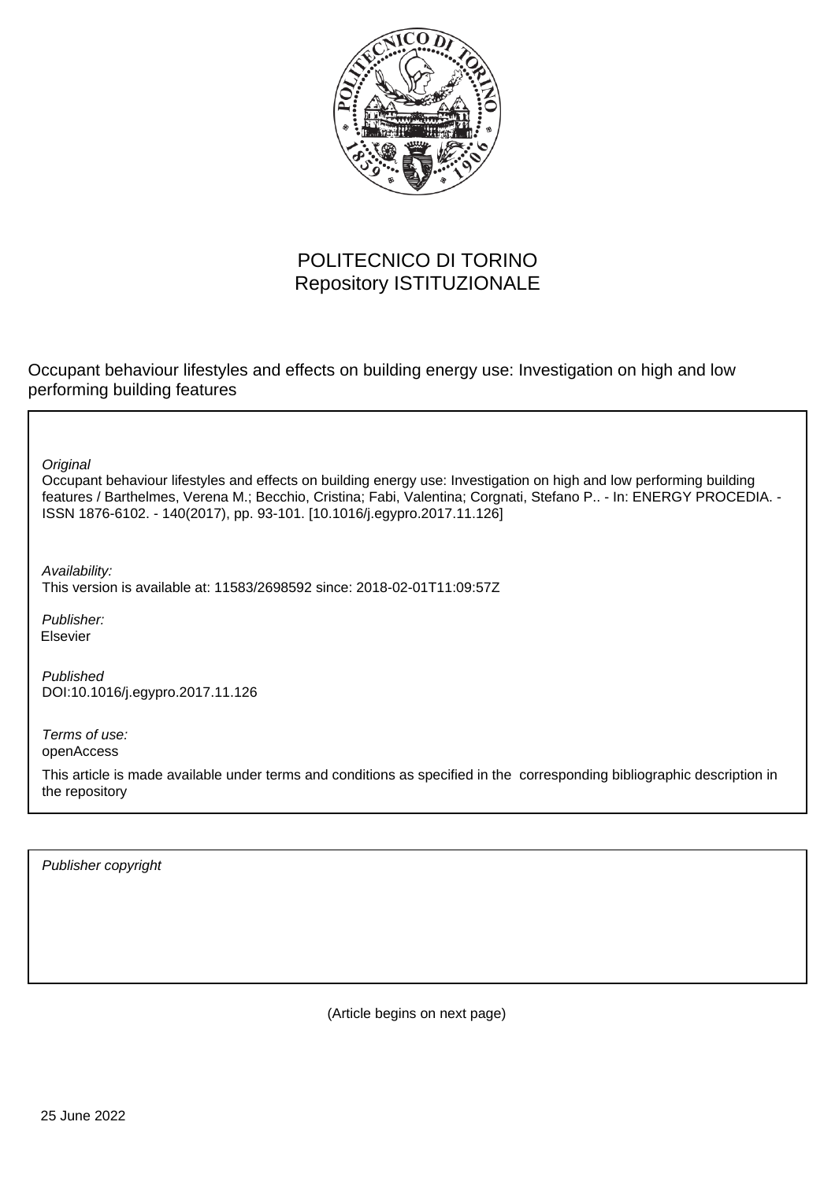POLITECNICO DI TORINO
Repository ISTITUZIONALE

Occupant behaviour lifestyles and effects on building energy use: Investigation on high and low performing building features

*Original*
Occupant behaviour lifestyles and effects on building energy use: Investigation on high and low performing building features / Barthelmes, Verena M.; Becchio, Cristina; Fabi, Valentina; Corgnati, Stefano P.. - In: ENERGY PROCEDIA. - ISSN 1876-6102. - 140(2017), pp. 93-101. [10.1016/j.egypro.2017.11.126]

*Availability:*
This version is available at: 11583/2698592 since: 2018-02-01T11:09:57Z

*Publisher:*
Elsevier

*Published*
DOI:10.1016/j.egypro.2017.11.126

*Terms of use:*
openAccess

This article is made available under terms and conditions as specified in the corresponding bibliographic description in the repository

*Publisher copyright*

(Article begins on next page)

25 June 2022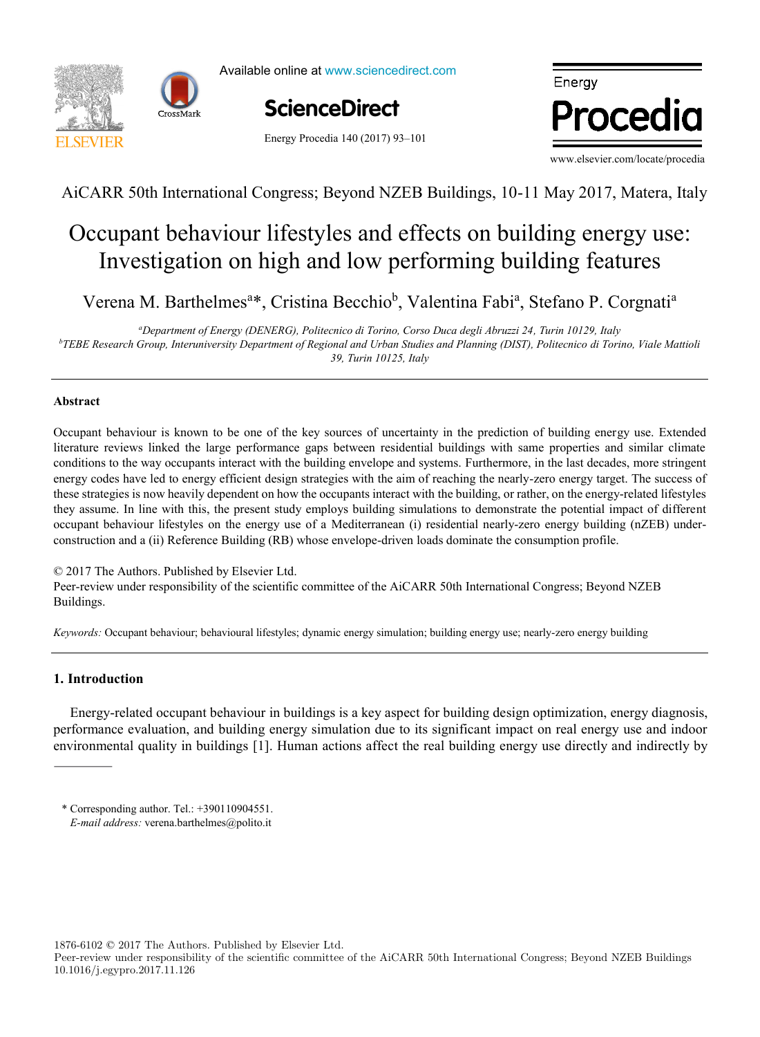# Occupant behaviour lifestyles and effects on building energy use: Investigation on high and low performing building features

Verena M. Barthelmes[a]*, Cristina Becchio[b], Valentina Fabi[a], Stefano P. Corgnati[a]

[a]*Department of Energy (DENERG), Politecnico di Torino, Corso Duca degli Abruzzi 24, Turin 10129, Italy*

[b]*TEBE Research Group, Interuniversity Department of Regional and Urban Studies and Planning (DIST), Politecnico di Torino, Viale Mattioli 39, Turin 10125, Italy*

---

## Abstract

Occupant behaviour is known to be one of the key sources of uncertainty in the prediction of building energy use. Extended literature reviews linked the large performance gaps between residential buildings with same properties and similar climate conditions to the way occupants interact with the building envelope and systems. Furthermore, in the last decades, more stringent energy codes have led to energy efficient design strategies with the aim of reaching the nearly-zero energy target. The success of these strategies is now heavily dependent on how the occupants interact with the building, or rather, on the energy-related lifestyles they assume. In line with this, the present study employs building simulations to demonstrate the potential impact of different occupant behaviour lifestyles on the energy use of a Mediterranean (i) residential nearly-zero energy building (nZEB) under-construction and a (ii) Reference Building (RB) whose envelope-driven loads dominate the consumption profile.

© 2017 The Authors. Published by Elsevier Ltd.
Peer-review under responsibility of the scientific committee of the AiCARR 50th International Congress; Beyond NZEB Buildings.

*Keywords:* Occupant behaviour; behavioural lifestyles; dynamic energy simulation; building energy use; nearly-zero energy building

---

## 1. Introduction

Energy-related occupant behaviour in buildings is a key aspect for building design optimization, energy diagnosis, performance evaluation, and building energy simulation due to its significant impact on real energy use and indoor environmental quality in buildings [1]. Human actions affect the real building energy use directly and indirectly by

\* Corresponding author. Tel.: +390110904551.
*E-mail address:* verena.barthelmes@polito.it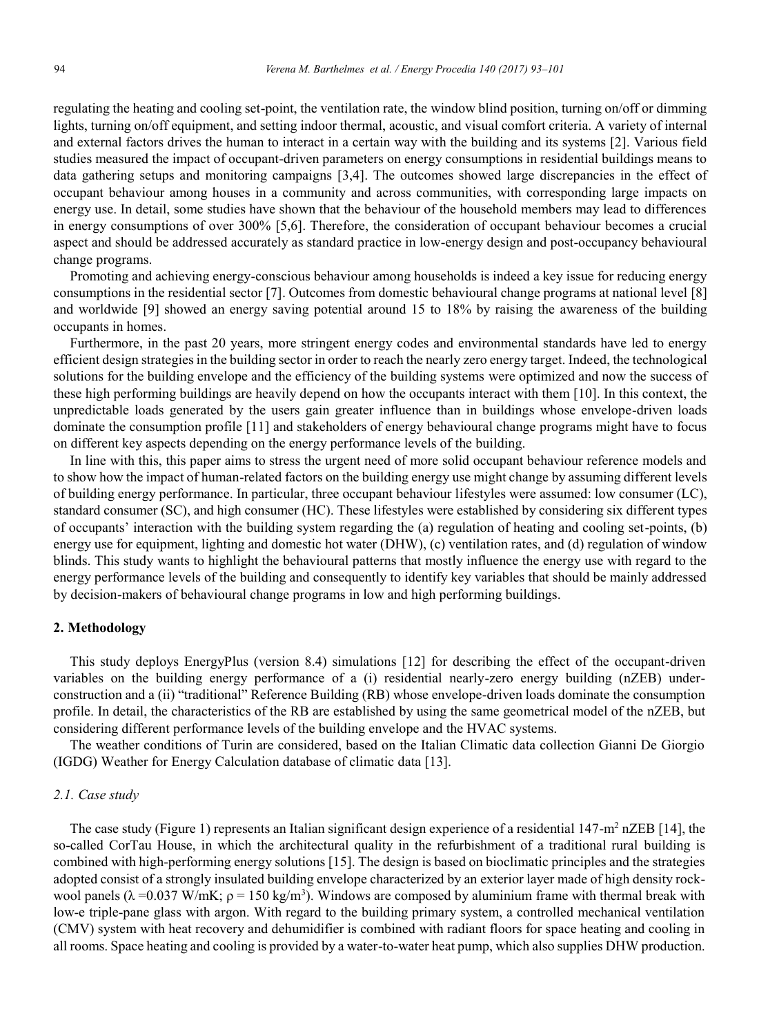regulating the heating and cooling set-point, the ventilation rate, the window blind position, turning on/off or dimming lights, turning on/off equipment, and setting indoor thermal, acoustic, and visual comfort criteria. A variety of internal and external factors drives the human to interact in a certain way with the building and its systems [2]. Various field studies measured the impact of occupant-driven parameters on energy consumptions in residential buildings means to data gathering setups and monitoring campaigns [3,4]. The outcomes showed large discrepancies in the effect of occupant behaviour among houses in a community and across communities, with corresponding large impacts on energy use. In detail, some studies have shown that the behaviour of the household members may lead to differences in energy consumptions of over 300% [5,6]. Therefore, the consideration of occupant behaviour becomes a crucial aspect and should be addressed accurately as standard practice in low-energy design and post-occupancy behavioural change programs.

Promoting and achieving energy-conscious behaviour among households is indeed a key issue for reducing energy consumptions in the residential sector [7]. Outcomes from domestic behavioural change programs at national level [8] and worldwide [9] showed an energy saving potential around 15 to 18% by raising the awareness of the building occupants in homes.

Furthermore, in the past 20 years, more stringent energy codes and environmental standards have led to energy efficient design strategies in the building sector in order to reach the nearly zero energy target. Indeed, the technological solutions for the building envelope and the efficiency of the building systems were optimized and now the success of these high performing buildings are heavily depend on how the occupants interact with them [10]. In this context, the unpredictable loads generated by the users gain greater influence than in buildings whose envelope-driven loads dominate the consumption profile [11] and stakeholders of energy behavioural change programs might have to focus on different key aspects depending on the energy performance levels of the building.

In line with this, this paper aims to stress the urgent need of more solid occupant behaviour reference models and to show how the impact of human-related factors on the building energy use might change by assuming different levels of building energy performance. In particular, three occupant behaviour lifestyles were assumed: low consumer (LC), standard consumer (SC), and high consumer (HC). These lifestyles were established by considering six different types of occupants' interaction with the building system regarding the (a) regulation of heating and cooling set-points, (b) energy use for equipment, lighting and domestic hot water (DHW), (c) ventilation rates, and (d) regulation of window blinds. This study wants to highlight the behavioural patterns that mostly influence the energy use with regard to the energy performance levels of the building and consequently to identify key variables that should be mainly addressed by decision-makers of behavioural change programs in low and high performing buildings.

## 2. Methodology

This study deploys EnergyPlus (version 8.4) simulations [12] for describing the effect of the occupant-driven variables on the building energy performance of a (i) residential nearly-zero energy building (nZEB) under-construction and a (ii) "traditional" Reference Building (RB) whose envelope-driven loads dominate the consumption profile. In detail, the characteristics of the RB are established by using the same geometrical model of the nZEB, but considering different performance levels of the building envelope and the HVAC systems.

The weather conditions of Turin are considered, based on the Italian Climatic data collection Gianni De Giorgio (IGDG) Weather for Energy Calculation database of climatic data [13].

### *2.1. Case study*

The case study (Figure 1) represents an Italian significant design experience of a residential 147-m$^2$ nZEB [14], the so-called CorTau House, in which the architectural quality in the refurbishment of a traditional rural building is combined with high-performing energy solutions [15]. The design is based on bioclimatic principles and the strategies adopted consist of a strongly insulated building envelope characterized by an exterior layer made of high density rock-wool panels ($\lambda$ =0.037 W/mK; $\rho$ = 150 kg/m$^3$). Windows are composed by aluminium frame with thermal break with low-e triple-pane glass with argon. With regard to the building primary system, a controlled mechanical ventilation (CMV) system with heat recovery and dehumidifier is combined with radiant floors for space heating and cooling in all rooms. Space heating and cooling is provided by a water-to-water heat pump, which also supplies DHW production.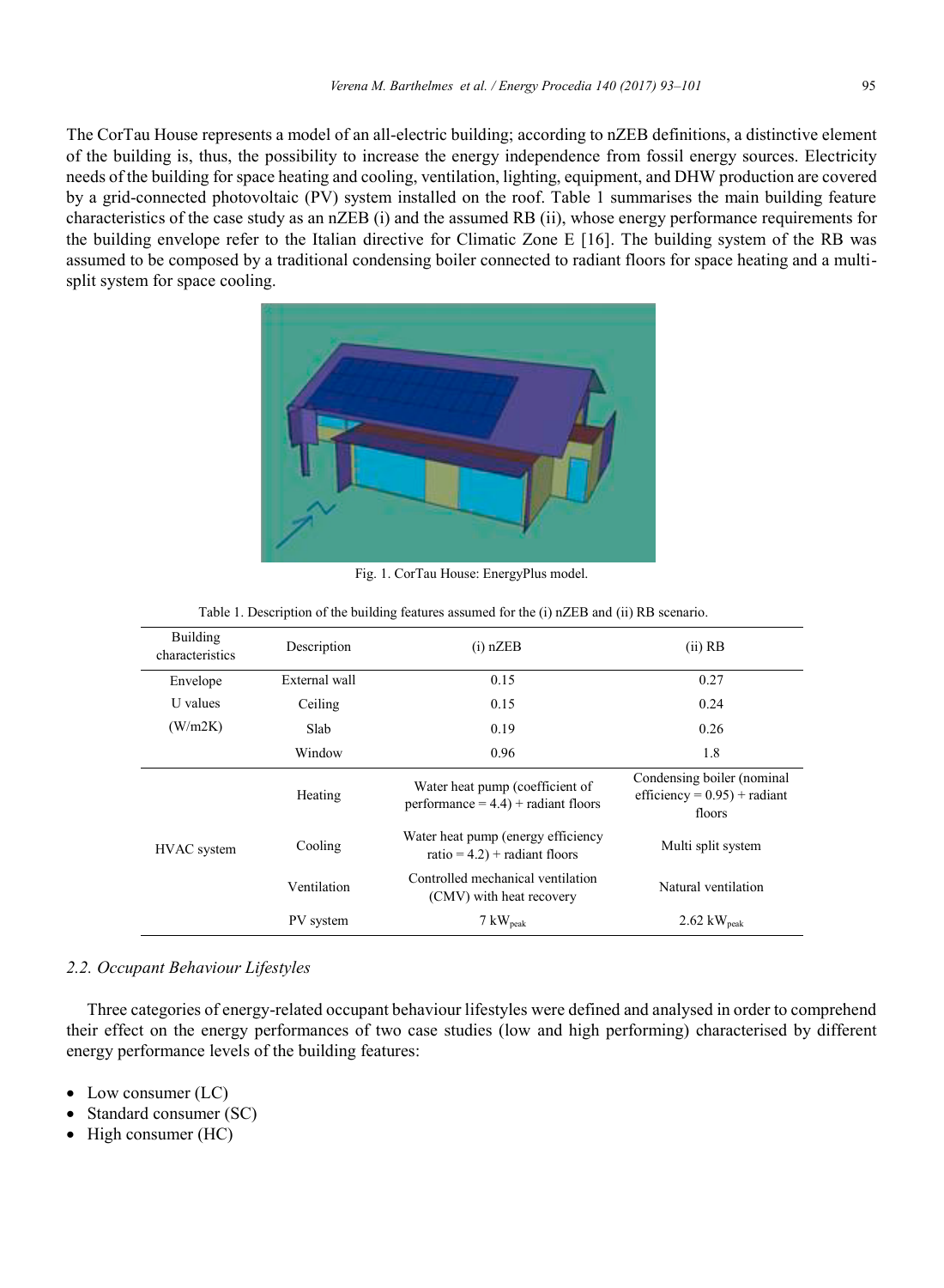The CorTau House represents a model of an all-electric building; according to nZEB definitions, a distinctive element of the building is, thus, the possibility to increase the energy independence from fossil energy sources. Electricity needs of the building for space heating and cooling, ventilation, lighting, equipment, and DHW production are covered by a grid-connected photovoltaic (PV) system installed on the roof. Table 1 summarises the main building feature characteristics of the case study as an nZEB (i) and the assumed RB (ii), whose energy performance requirements for the building envelope refer to the Italian directive for Climatic Zone E [16]. The building system of the RB was assumed to be composed by a traditional condensing boiler connected to radiant floors for space heating and a multi-split system for space cooling.

Fig. 1. CorTau House: EnergyPlus model.

Table 1. Description of the building features assumed for the (i) nZEB and (ii) RB scenario.

| Building characteristics | Description | (i) nZEB | (ii) RB |
|---|---|---|---|
| Envelope U values (W/m2K) | External wall | 0.15 | 0.27 |
| | Ceiling | 0.15 | 0.24 |
| | Slab | 0.19 | 0.26 |
| | Window | 0.96 | 1.8 |
| HVAC system | Heating | Water heat pump (coefficient of performance = 4.4) + radiant floors | Condensing boiler (nominal efficiency = 0.95) + radiant floors |
| | Cooling | Water heat pump (energy efficiency ratio = 4.2) + radiant floors | Multi split system |
| | Ventilation | Controlled mechanical ventilation (CMV) with heat recovery | Natural ventilation |
| | PV system | 7 $kW_{peak}$ | 2.62 $kW_{peak}$ |

### *2.2. Occupant Behaviour Lifestyles*

Three categories of energy-related occupant behaviour lifestyles were defined and analysed in order to comprehend their effect on the energy performances of two case studies (low and high performing) characterised by different energy performance levels of the building features:

- Low consumer (LC)
- Standard consumer (SC)
- High consumer (HC)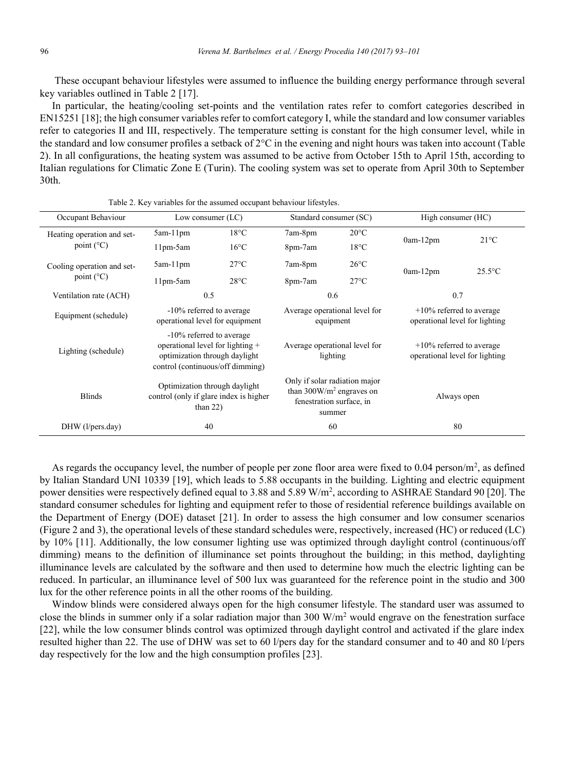These occupant behaviour lifestyles were assumed to influence the building energy performance through several key variables outlined in Table 2 [17].

In particular, the heating/cooling set-points and the ventilation rates refer to comfort categories described in EN15251 [18]; the high consumer variables refer to comfort category I, while the standard and low consumer variables refer to categories II and III, respectively. The temperature setting is constant for the high consumer level, while in the standard and low consumer profiles a setback of 2°C in the evening and night hours was taken into account (Table 2). In all configurations, the heating system was assumed to be active from October 15th to April 15th, according to Italian regulations for Climatic Zone E (Turin). The cooling system was set to operate from April 30th to September 30th.

Table 2. Key variables for the assumed occupant behaviour lifestyles.

| Occupant Behaviour | Low consumer (LC) | | Standard consumer (SC) | | High consumer (HC) | |
|---|---|---|---|---|---|---|
| Heating operation and set-point (°C) | 5am-11pm | 18°C | 7am-8pm | 20°C | 0am-12pm | 21°C |
| | 11pm-5am | 16°C | 8pm-7am | 18°C | | |
| Cooling operation and set-point (°C) | 5am-11pm | 27°C | 7am-8pm | 26°C | 0am-12pm | 25.5°C |
| | 11pm-5am | 28°C | 8pm-7am | 27°C | | |
| Ventilation rate (ACH) | 0.5 | | 0.6 | | 0.7 | |
| Equipment (schedule) | -10% referred to average operational level for equipment | | Average operational level for equipment | | +10% referred to average operational level for lighting | |
| Lighting (schedule) | -10% referred to average operational level for lighting + optimization through daylight control (continuous/off dimming) | | Average operational level for lighting | | +10% referred to average operational level for lighting | |
| Blinds | Optimization through daylight control (only if glare index is higher than 22) | | Only if solar radiation major than 300W/m$^2$ engraves on fenestration surface, in summer | | Always open | |
| DHW (l/pers.day) | 40 | | 60 | | 80 | |

As regards the occupancy level, the number of people per zone floor area were fixed to 0.04 person/m$^2$, as defined by Italian Standard UNI 10339 [19], which leads to 5.88 occupants in the building. Lighting and electric equipment power densities were respectively defined equal to 3.88 and 5.89 W/m$^2$, according to ASHRAE Standard 90 [20]. The standard consumer schedules for lighting and equipment refer to those of residential reference buildings available on the Department of Energy (DOE) dataset [21]. In order to assess the high consumer and low consumer scenarios (Figure 2 and 3), the operational levels of these standard schedules were, respectively, increased (HC) or reduced (LC) by 10% [11]. Additionally, the low consumer lighting use was optimized through daylight control (continuous/off dimming) means to the definition of illuminance set points throughout the building; in this method, daylighting illuminance levels are calculated by the software and then used to determine how much the electric lighting can be reduced. In particular, an illuminance level of 500 lux was guaranteed for the reference point in the studio and 300 lux for the other reference points in all the other rooms of the building.

Window blinds were considered always open for the high consumer lifestyle. The standard user was assumed to close the blinds in summer only if a solar radiation major than 300 W/m$^2$ would engrave on the fenestration surface [22], while the low consumer blinds control was optimized through daylight control and activated if the glare index resulted higher than 22. The use of DHW was set to 60 l/pers day for the standard consumer and to 40 and 80 l/pers day respectively for the low and the high consumption profiles [23].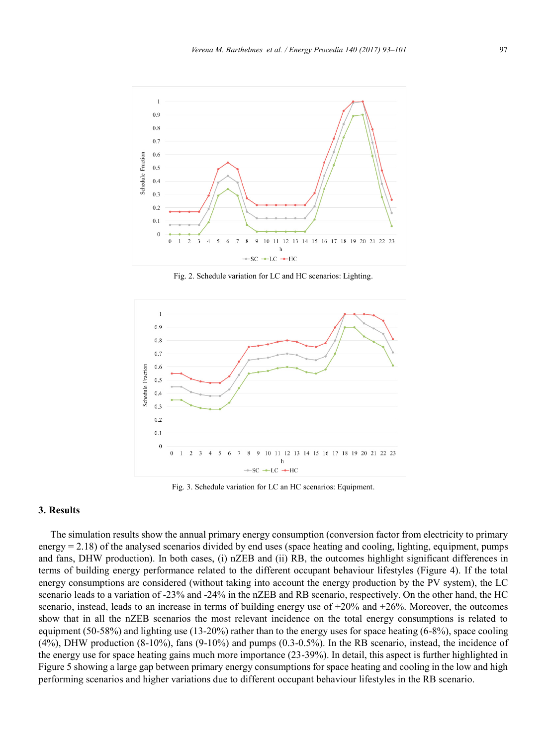Fig. 2. Schedule variation for LC and HC scenarios: Lighting.

Fig. 3. Schedule variation for LC an HC scenarios: Equipment.

## 3. Results

The simulation results show the annual primary energy consumption (conversion factor from electricity to primary energy = 2.18) of the analysed scenarios divided by end uses (space heating and cooling, lighting, equipment, pumps and fans, DHW production). In both cases, (i) nZEB and (ii) RB, the outcomes highlight significant differences in terms of building energy performance related to the different occupant behaviour lifestyles (Figure 4). If the total energy consumptions are considered (without taking into account the energy production by the PV system), the LC scenario leads to a variation of -23% and -24% in the nZEB and RB scenario, respectively. On the other hand, the HC scenario, instead, leads to an increase in terms of building energy use of +20% and +26%. Moreover, the outcomes show that in all the nZEB scenarios the most relevant incidence on the total energy consumptions is related to equipment (50-58%) and lighting use (13-20%) rather than to the energy uses for space heating (6-8%), space cooling (4%), DHW production (8-10%), fans (9-10%) and pumps (0.3-0.5%). In the RB scenario, instead, the incidence of the energy use for space heating gains much more importance (23-39%). In detail, this aspect is further highlighted in Figure 5 showing a large gap between primary energy consumptions for space heating and cooling in the low and high performing scenarios and higher variations due to different occupant behaviour lifestyles in the RB scenario.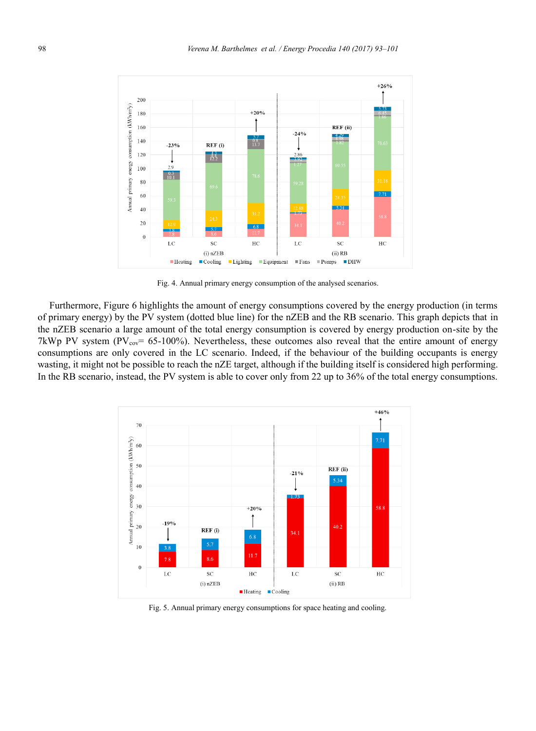Fig. 4. Annual primary energy consumption of the analysed scenarios.

Furthermore, Figure 6 highlights the amount of energy consumptions covered by the energy production (in terms of primary energy) by the PV system (dotted blue line) for the nZEB and the RB scenario. This graph depicts that in the nZEB scenario a large amount of the total energy consumption is covered by energy production on-site by the 7kWp PV system ($PV_{cov}$= 65-100%). Nevertheless, these outcomes also reveal that the entire amount of energy consumptions are only covered in the LC scenario. Indeed, if the behaviour of the building occupants is energy wasting, it might not be possible to reach the nZE target, although if the building itself is considered high performing. In the RB scenario, instead, the PV system is able to cover only from 22 up to 36% of the total energy consumptions.

Fig. 5. Annual primary energy consumptions for space heating and cooling.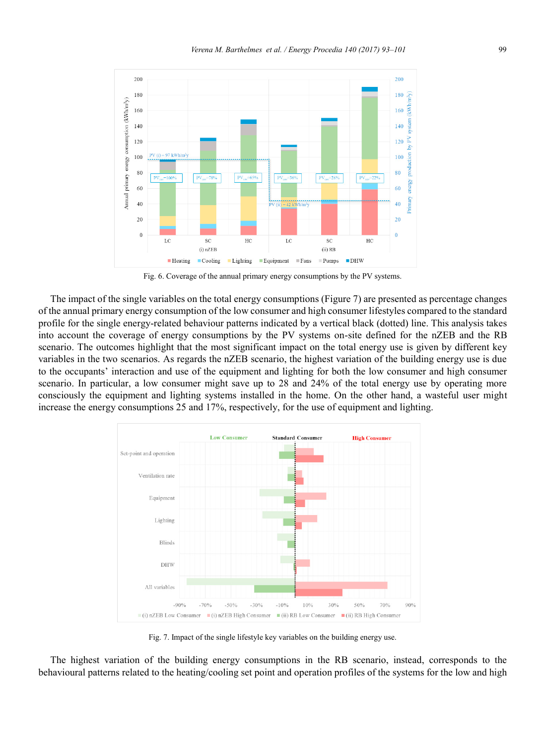Fig. 6. Coverage of the annual primary energy consumptions by the PV systems.

The impact of the single variables on the total energy consumptions (Figure 7) are presented as percentage changes of the annual primary energy consumption of the low consumer and high consumer lifestyles compared to the standard profile for the single energy-related behaviour patterns indicated by a vertical black (dotted) line. This analysis takes into account the coverage of energy consumptions by the PV systems on-site defined for the nZEB and the RB scenario. The outcomes highlight that the most significant impact on the total energy use is given by different key variables in the two scenarios. As regards the nZEB scenario, the highest variation of the building energy use is due to the occupants' interaction and use of the equipment and lighting for both the low consumer and high consumer scenario. In particular, a low consumer might save up to 28 and 24% of the total energy use by operating more consciously the equipment and lighting systems installed in the home. On the other hand, a wasteful user might increase the energy consumptions 25 and 17%, respectively, for the use of equipment and lighting.

Fig. 7. Impact of the single lifestyle key variables on the building energy use.

The highest variation of the building energy consumptions in the RB scenario, instead, corresponds to the behavioural patterns related to the heating/cooling set point and operation profiles of the systems for the low and high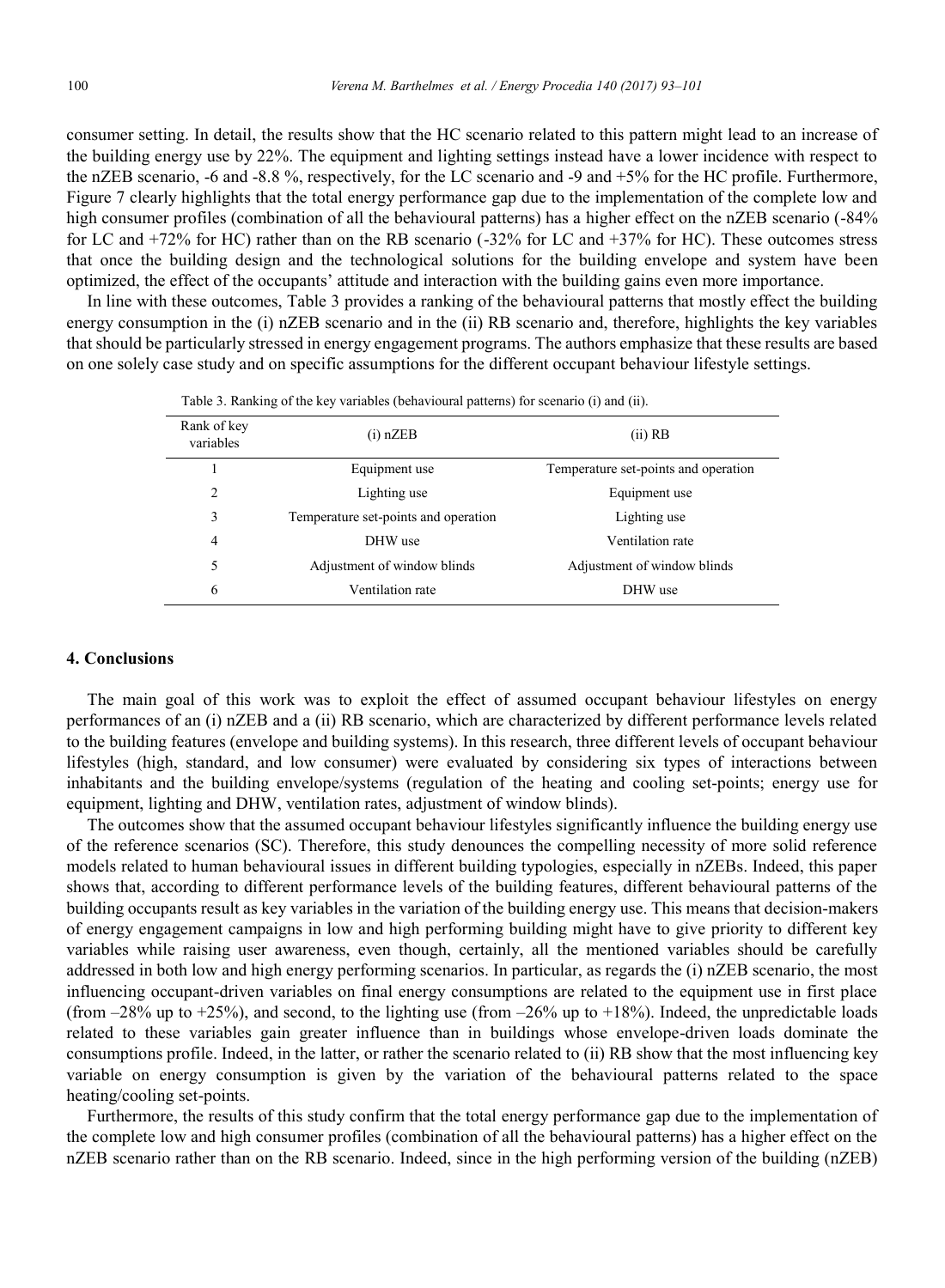consumer setting. In detail, the results show that the HC scenario related to this pattern might lead to an increase of the building energy use by 22%. The equipment and lighting settings instead have a lower incidence with respect to the nZEB scenario, -6 and -8.8 %, respectively, for the LC scenario and -9 and +5% for the HC profile. Furthermore, Figure 7 clearly highlights that the total energy performance gap due to the implementation of the complete low and high consumer profiles (combination of all the behavioural patterns) has a higher effect on the nZEB scenario (-84% for LC and +72% for HC) rather than on the RB scenario (-32% for LC and +37% for HC). These outcomes stress that once the building design and the technological solutions for the building envelope and system have been optimized, the effect of the occupants' attitude and interaction with the building gains even more importance.

In line with these outcomes, Table 3 provides a ranking of the behavioural patterns that mostly effect the building energy consumption in the (i) nZEB scenario and in the (ii) RB scenario and, therefore, highlights the key variables that should be particularly stressed in energy engagement programs. The authors emphasize that these results are based on one solely case study and on specific assumptions for the different occupant behaviour lifestyle settings.

Table 3. Ranking of the key variables (behavioural patterns) for scenario (i) and (ii).

| Rank of key variables | (i) nZEB | (ii) RB |
| --- | --- | --- |
| 1 | Equipment use | Temperature set-points and operation |
| 2 | Lighting use | Equipment use |
| 3 | Temperature set-points and operation | Lighting use |
| 4 | DHW use | Ventilation rate |
| 5 | Adjustment of window blinds | Adjustment of window blinds |
| 6 | Ventilation rate | DHW use |

## 4. Conclusions

The main goal of this work was to exploit the effect of assumed occupant behaviour lifestyles on energy performances of an (i) nZEB and a (ii) RB scenario, which are characterized by different performance levels related to the building features (envelope and building systems). In this research, three different levels of occupant behaviour lifestyles (high, standard, and low consumer) were evaluated by considering six types of interactions between inhabitants and the building envelope/systems (regulation of the heating and cooling set-points; energy use for equipment, lighting and DHW, ventilation rates, adjustment of window blinds).

The outcomes show that the assumed occupant behaviour lifestyles significantly influence the building energy use of the reference scenarios (SC). Therefore, this study denounces the compelling necessity of more solid reference models related to human behavioural issues in different building typologies, especially in nZEBs. Indeed, this paper shows that, according to different performance levels of the building features, different behavioural patterns of the building occupants result as key variables in the variation of the building energy use. This means that decision-makers of energy engagement campaigns in low and high performing building might have to give priority to different key variables while raising user awareness, even though, certainly, all the mentioned variables should be carefully addressed in both low and high energy performing scenarios. In particular, as regards the (i) nZEB scenario, the most influencing occupant-driven variables on final energy consumptions are related to the equipment use in first place (from –28% up to +25%), and second, to the lighting use (from –26% up to +18%). Indeed, the unpredictable loads related to these variables gain greater influence than in buildings whose envelope-driven loads dominate the consumptions profile. Indeed, in the latter, or rather the scenario related to (ii) RB show that the most influencing key variable on energy consumption is given by the variation of the behavioural patterns related to the space heating/cooling set-points.

Furthermore, the results of this study confirm that the total energy performance gap due to the implementation of the complete low and high consumer profiles (combination of all the behavioural patterns) has a higher effect on the nZEB scenario rather than on the RB scenario. Indeed, since in the high performing version of the building (nZEB)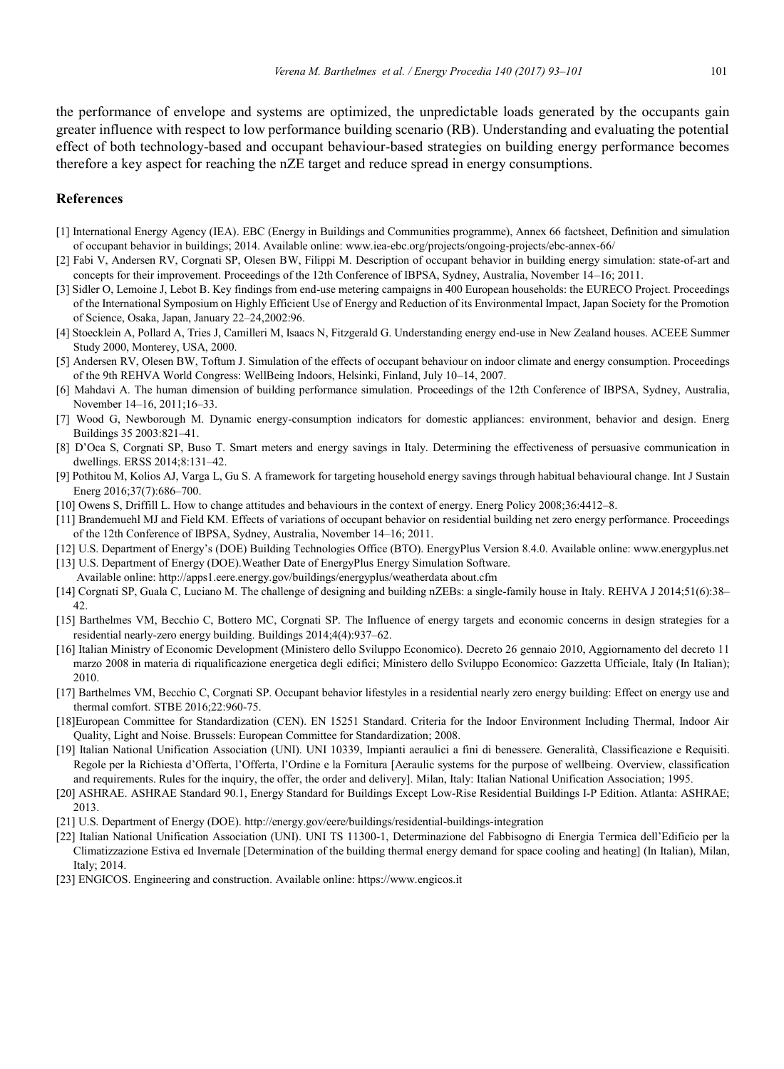the performance of envelope and systems are optimized, the unpredictable loads generated by the occupants gain greater influence with respect to low performance building scenario (RB). Understanding and evaluating the potential effect of both technology-based and occupant behaviour-based strategies on building energy performance becomes therefore a key aspect for reaching the nZE target and reduce spread in energy consumptions.

## References

[1] International Energy Agency (IEA). EBC (Energy in Buildings and Communities programme), Annex 66 factsheet, Definition and simulation of occupant behavior in buildings; 2014. Available online: www.iea-ebc.org/projects/ongoing-projects/ebc-annex-66/

[2] Fabi V, Andersen RV, Corgnati SP, Olesen BW, Filippi M. Description of occupant behavior in building energy simulation: state-of-art and concepts for their improvement. Proceedings of the 12th Conference of IBPSA, Sydney, Australia, November 14–16; 2011.

[3] Sidler O, Lemoine J, Lebot B. Key findings from end-use metering campaigns in 400 European households: the EURECO Project. Proceedings of the International Symposium on Highly Efficient Use of Energy and Reduction of its Environmental Impact, Japan Society for the Promotion of Science, Osaka, Japan, January 22–24,2002:96.

[4] Stoecklein A, Pollard A, Tries J, Camilleri M, Isaacs N, Fitzgerald G. Understanding energy end-use in New Zealand houses. ACEEE Summer Study 2000, Monterey, USA, 2000.

[5] Andersen RV, Olesen BW, Toftum J. Simulation of the effects of occupant behaviour on indoor climate and energy consumption. Proceedings of the 9th REHVA World Congress: WellBeing Indoors, Helsinki, Finland, July 10–14, 2007.

[6] Mahdavi A. The human dimension of building performance simulation. Proceedings of the 12th Conference of IBPSA, Sydney, Australia, November 14–16, 2011;16–33.

[7] Wood G, Newborough M. Dynamic energy-consumption indicators for domestic appliances: environment, behavior and design. Energ Buildings 35 2003:821–41.

[8] D'Oca S, Corgnati SP, Buso T. Smart meters and energy savings in Italy. Determining the effectiveness of persuasive communication in dwellings. ERSS 2014;8:131–42.

[9] Pothitou M, Kolios AJ, Varga L, Gu S. A framework for targeting household energy savings through habitual behavioural change. Int J Sustain Energ 2016;37(7):686–700.

[10] Owens S, Driffill L. How to change attitudes and behaviours in the context of energy. Energ Policy 2008;36:4412–8.

[11] Brandemuehl MJ and Field KM. Effects of variations of occupant behavior on residential building net zero energy performance. Proceedings of the 12th Conference of IBPSA, Sydney, Australia, November 14–16; 2011.

[12] U.S. Department of Energy's (DOE) Building Technologies Office (BTO). EnergyPlus Version 8.4.0. Available online: www.energyplus.net

[13] U.S. Department of Energy (DOE).Weather Date of EnergyPlus Energy Simulation Software. Available online: http://apps1.eere.energy.gov/buildings/energyplus/weatherdata about.cfm

[14] Corgnati SP, Guala C, Luciano M. The challenge of designing and building nZEBs: a single-family house in Italy. REHVA J 2014;51(6):38–42.

[15] Barthelmes VM, Becchio C, Bottero MC, Corgnati SP. The Influence of energy targets and economic concerns in design strategies for a residential nearly-zero energy building. Buildings 2014;4(4):937–62.

[16] Italian Ministry of Economic Development (Ministero dello Sviluppo Economico). Decreto 26 gennaio 2010, Aggiornamento del decreto 11 marzo 2008 in materia di riqualificazione energetica degli edifici; Ministero dello Sviluppo Economico: Gazzetta Ufficiale, Italy (In Italian); 2010.

[17] Barthelmes VM, Becchio C, Corgnati SP. Occupant behavior lifestyles in a residential nearly zero energy building: Effect on energy use and thermal comfort. STBE 2016;22:960-75.

[18]European Committee for Standardization (CEN). EN 15251 Standard. Criteria for the Indoor Environment Including Thermal, Indoor Air Quality, Light and Noise. Brussels: European Committee for Standardization; 2008.

[19] Italian National Unification Association (UNI). UNI 10339, Impianti aeraulici a fini di benessere. Generalità, Classificazione e Requisiti. Regole per la Richiesta d'Offerta, l'Offerta, l'Ordine e la Fornitura [Aeraulic systems for the purpose of wellbeing. Overview, classification and requirements. Rules for the inquiry, the offer, the order and delivery]. Milan, Italy: Italian National Unification Association; 1995.

[20] ASHRAE. ASHRAE Standard 90.1, Energy Standard for Buildings Except Low-Rise Residential Buildings I-P Edition. Atlanta: ASHRAE; 2013.

[21] U.S. Department of Energy (DOE). http://energy.gov/eere/buildings/residential-buildings-integration

[22] Italian National Unification Association (UNI). UNI TS 11300-1, Determinazione del Fabbisogno di Energia Termica dell'Edificio per la Climatizzazione Estiva ed Invernale [Determination of the building thermal energy demand for space cooling and heating] (In Italian), Milan, Italy; 2014.

[23] ENGICOS. Engineering and construction. Available online: https://www.engicos.it